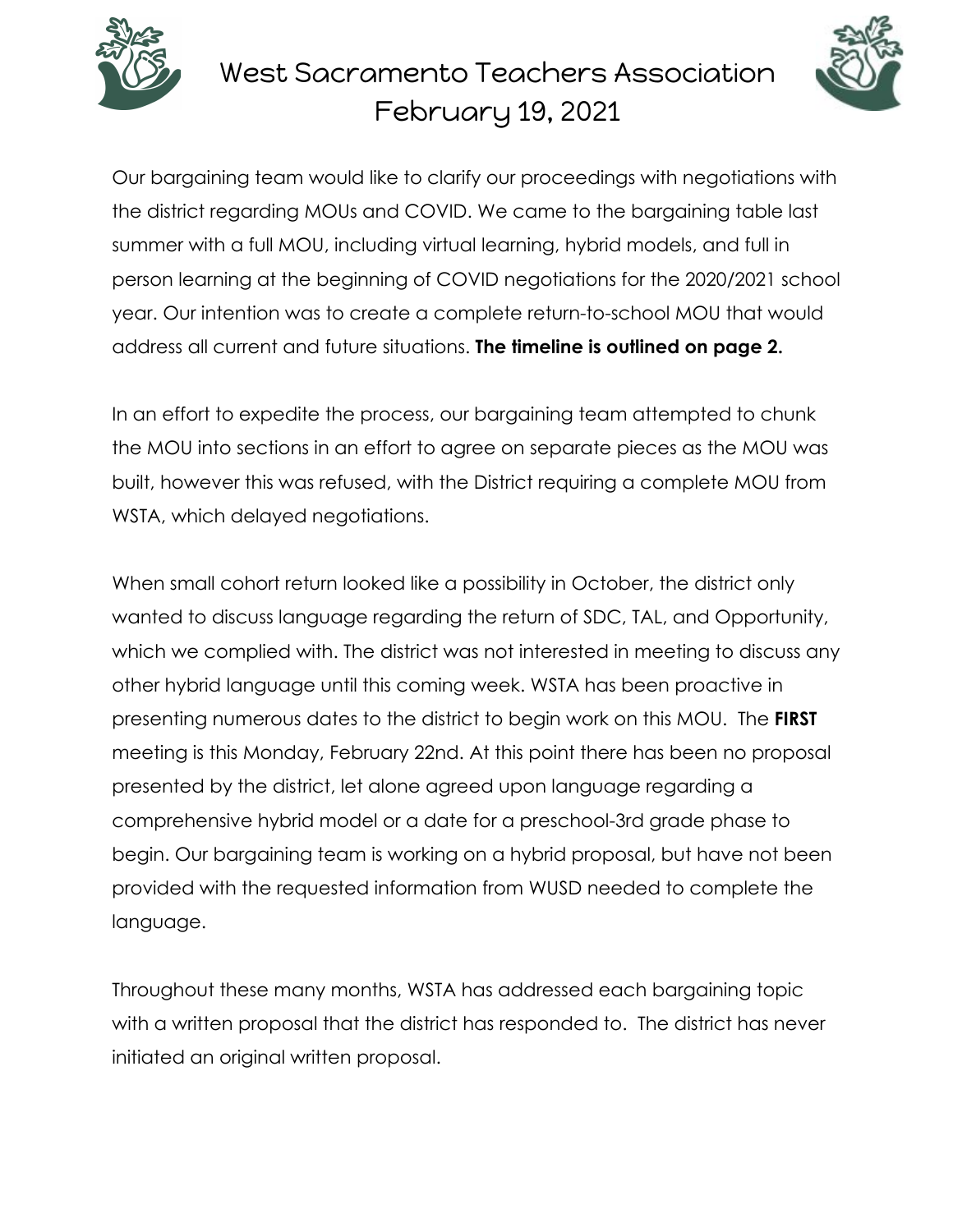# West Sacramento Teachers Association
## February 19, 2021

Our bargaining team would like to clarify our proceedings with negotiations with the district regarding MOUs and COVID. We came to the bargaining table last summer with a full MOU, including virtual learning, hybrid models, and full in person learning at the beginning of COVID negotiations for the 2020/2021 school year. Our intention was to create a complete return-to-school MOU that would address all current and future situations. **The timeline is outlined on page 2.**

In an effort to expedite the process, our bargaining team attempted to chunk the MOU into sections in an effort to agree on separate pieces as the MOU was built, however this was refused, with the District requiring a complete MOU from WSTA, which delayed negotiations.

When small cohort return looked like a possibility in October, the district only wanted to discuss language regarding the return of SDC, TAL, and Opportunity, which we complied with. The district was not interested in meeting to discuss any other hybrid language until this coming week. WSTA has been proactive in presenting numerous dates to the district to begin work on this MOU. The **FIRST** meeting is this Monday, February 22nd. At this point there has been no proposal presented by the district, let alone agreed upon language regarding a comprehensive hybrid model or a date for a preschool-3rd grade phase to begin. Our bargaining team is working on a hybrid proposal, but have not been provided with the requested information from WUSD needed to complete the language.

Throughout these many months, WSTA has addressed each bargaining topic with a written proposal that the district has responded to. The district has never initiated an original written proposal.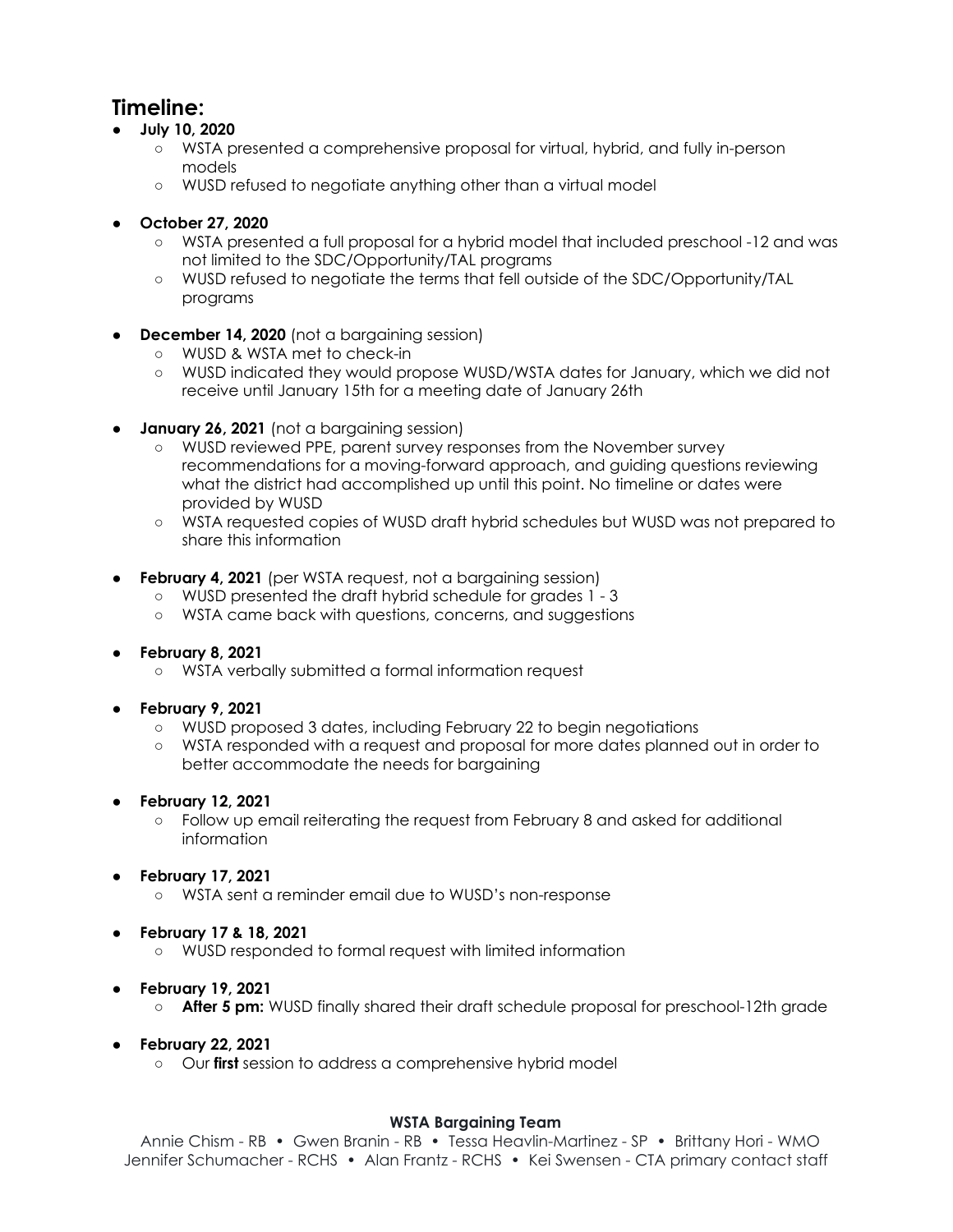## Timeline:

- **July 10, 2020**
  - WSTA presented a comprehensive proposal for virtual, hybrid, and fully in-person models
  - WUSD refused to negotiate anything other than a virtual model
- **October 27, 2020**
  - WSTA presented a full proposal for a hybrid model that included preschool -12 and was not limited to the SDC/Opportunity/TAL programs
  - WUSD refused to negotiate the terms that fell outside of the SDC/Opportunity/TAL programs
- **December 14, 2020** (not a bargaining session)
  - WUSD & WSTA met to check-in
  - WUSD indicated they would propose WUSD/WSTA dates for January, which we did not receive until January 15th for a meeting date of January 26th
- **January 26, 2021** (not a bargaining session)
  - WUSD reviewed PPE, parent survey responses from the November survey recommendations for a moving-forward approach, and guiding questions reviewing what the district had accomplished up until this point. No timeline or dates were provided by WUSD
  - WSTA requested copies of WUSD draft hybrid schedules but WUSD was not prepared to share this information
- **February 4, 2021** (per WSTA request, not a bargaining session)
  - WUSD presented the draft hybrid schedule for grades 1 - 3
  - WSTA came back with questions, concerns, and suggestions
- **February 8, 2021**
  - WSTA verbally submitted a formal information request
- **February 9, 2021**
  - WUSD proposed 3 dates, including February 22 to begin negotiations
  - WSTA responded with a request and proposal for more dates planned out in order to better accommodate the needs for bargaining
- **February 12, 2021**
  - Follow up email reiterating the request from February 8 and asked for additional information
- **February 17, 2021**
  - WSTA sent a reminder email due to WUSD's non-response
- **February 17 & 18, 2021**
  - WUSD responded to formal request with limited information
- **February 19, 2021**
  - **After 5 pm:** WUSD finally shared their draft schedule proposal for preschool-12th grade
- **February 22, 2021**
  - Our **first** session to address a comprehensive hybrid model

**WSTA Bargaining Team**

Annie Chism - RB • Gwen Branin - RB • Tessa Heavlin-Martinez - SP • Brittany Hori - WMO
Jennifer Schumacher - RCHS • Alan Frantz - RCHS • Kei Swensen - CTA primary contact staff